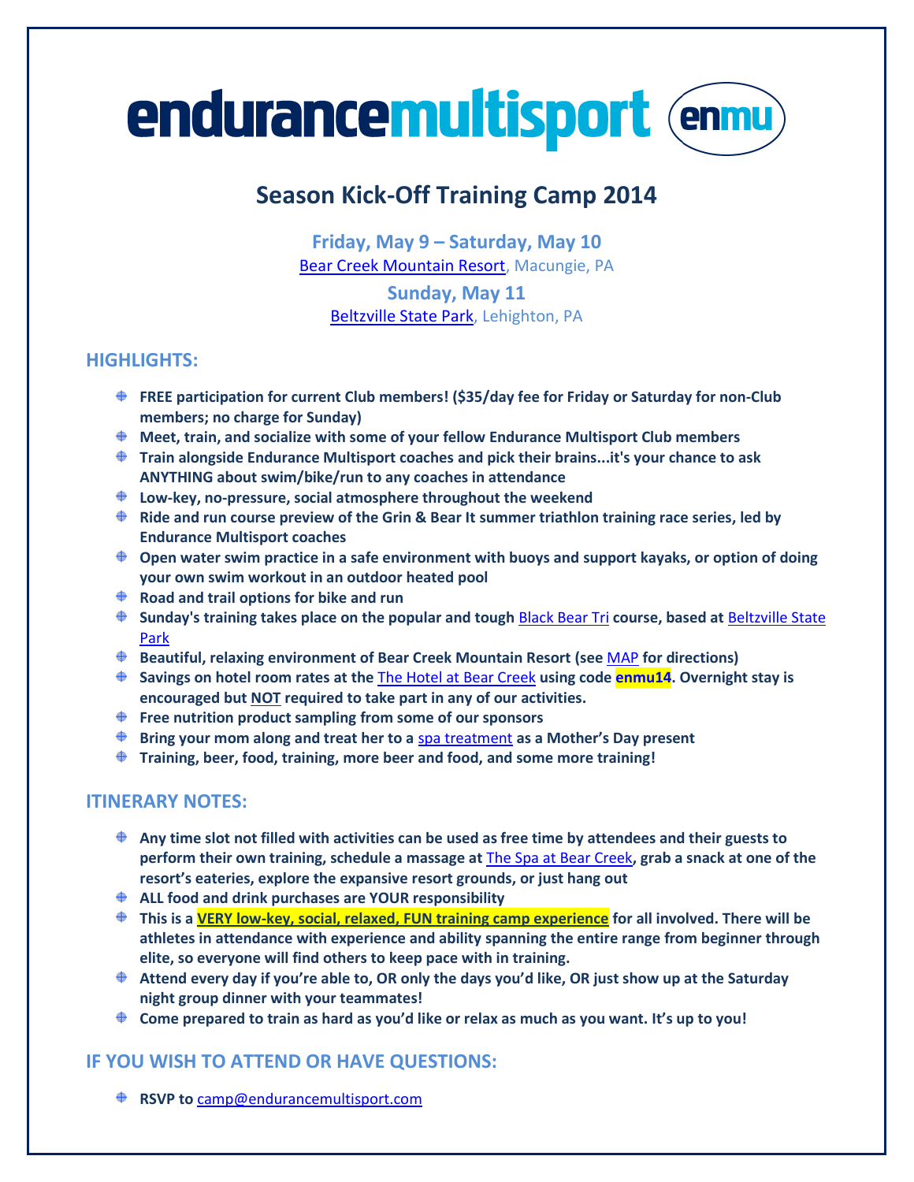# endurancemultisport (enmu)

## Season Kick-Off Training Camp 2014

**Friday, May 9 – Saturday, May 10**
Bear Creek Mountain Resort, Macungie, PA

**Sunday, May 11**
Beltzville State Park, Lehighton, PA

### HIGHLIGHTS:

- **FREE participation for current Club members! ($35/day fee for Friday or Saturday for non-Club members; no charge for Sunday)**
- **Meet, train, and socialize with some of your fellow Endurance Multisport Club members**
- **Train alongside Endurance Multisport coaches and pick their brains...it's your chance to ask ANYTHING about swim/bike/run to any coaches in attendance**
- **Low-key, no-pressure, social atmosphere throughout the weekend**
- **Ride and run course preview of the Grin & Bear It summer triathlon training race series, led by Endurance Multisport coaches**
- **Open water swim practice in a safe environment with buoys and support kayaks, or option of doing your own swim workout in an outdoor heated pool**
- **Road and trail options for bike and run**
- **Sunday's training takes place on the popular and tough Black Bear Tri course, based at Beltzville State Park**
- **Beautiful, relaxing environment of Bear Creek Mountain Resort (see MAP for directions)**
- **Savings on hotel room rates at the The Hotel at Bear Creek using code enmu14. Overnight stay is encouraged but NOT required to take part in any of our activities.**
- **Free nutrition product sampling from some of our sponsors**
- **Bring your mom along and treat her to a spa treatment as a Mother's Day present**
- **Training, beer, food, training, more beer and food, and some more training!**

### ITINERARY NOTES:

- **Any time slot not filled with activities can be used as free time by attendees and their guests to perform their own training, schedule a massage at The Spa at Bear Creek, grab a snack at one of the resort's eateries, explore the expansive resort grounds, or just hang out**
- **ALL food and drink purchases are YOUR responsibility**
- **This is a VERY low-key, social, relaxed, FUN training camp experience for all involved. There will be athletes in attendance with experience and ability spanning the entire range from beginner through elite, so everyone will find others to keep pace with in training.**
- **Attend every day if you're able to, OR only the days you'd like, OR just show up at the Saturday night group dinner with your teammates!**
- **Come prepared to train as hard as you'd like or relax as much as you want. It's up to you!**

### IF YOU WISH TO ATTEND OR HAVE QUESTIONS:

- **RSVP to camp@endurancemultisport.com**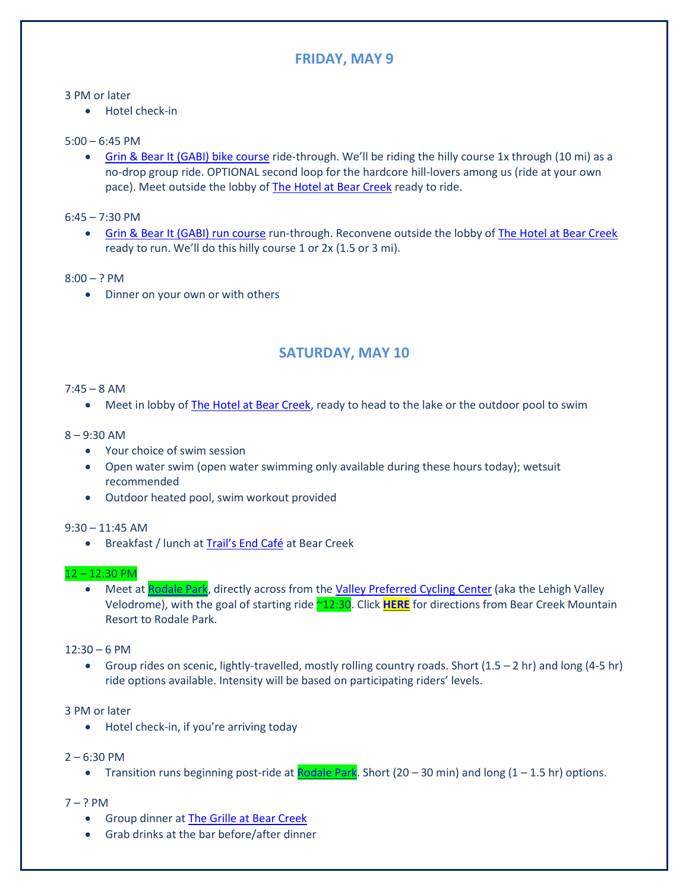## FRIDAY, MAY 9

3 PM or later

- Hotel check-in

5:00 – 6:45 PM

- Grin & Bear It (GABI) bike course ride-through. We'll be riding the hilly course 1x through (10 mi) as a no-drop group ride. OPTIONAL second loop for the hardcore hill-lovers among us (ride at your own pace). Meet outside the lobby of The Hotel at Bear Creek ready to ride.

6:45 – 7:30 PM

- Grin & Bear It (GABI) run course run-through. Reconvene outside the lobby of The Hotel at Bear Creek ready to run. We'll do this hilly course 1 or 2x (1.5 or 3 mi).

8:00 – ? PM

- Dinner on your own or with others

## SATURDAY, MAY 10

7:45 – 8 AM

- Meet in lobby of The Hotel at Bear Creek, ready to head to the lake or the outdoor pool to swim

8 – 9:30 AM

- Your choice of swim session
- Open water swim (open water swimming only available during these hours today); wetsuit recommended
- Outdoor heated pool, swim workout provided

9:30 – 11:45 AM

- Breakfast / lunch at Trail's End Café at Bear Creek

12 – 12:30 PM

- Meet at Rodale Park, directly across from the Valley Preferred Cycling Center (aka the Lehigh Valley Velodrome), with the goal of starting ride ~12:30. Click **HERE** for directions from Bear Creek Mountain Resort to Rodale Park.

12:30 – 6 PM

- Group rides on scenic, lightly-travelled, mostly rolling country roads. Short (1.5 – 2 hr) and long (4-5 hr) ride options available. Intensity will be based on participating riders' levels.

3 PM or later

- Hotel check-in, if you're arriving today

2 – 6:30 PM

- Transition runs beginning post-ride at Rodale Park. Short (20 – 30 min) and long (1 – 1.5 hr) options.

7 – ? PM

- Group dinner at The Grille at Bear Creek
- Grab drinks at the bar before/after dinner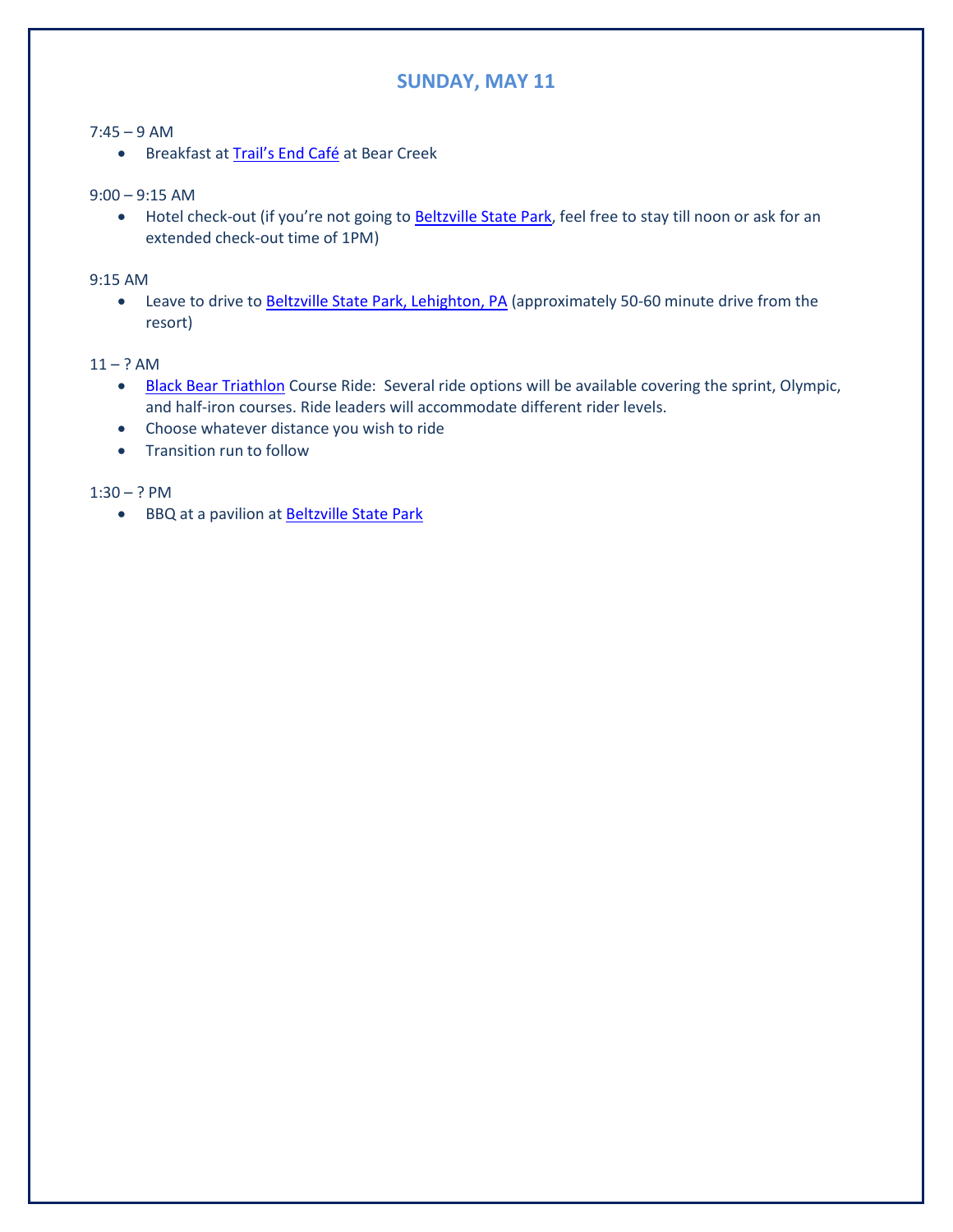## SUNDAY, MAY 11

7:45 – 9 AM

- Breakfast at Trail's End Café at Bear Creek

9:00 – 9:15 AM

- Hotel check-out (if you're not going to Beltzville State Park, feel free to stay till noon or ask for an extended check-out time of 1PM)

9:15 AM

- Leave to drive to Beltzville State Park, Lehighton, PA (approximately 50-60 minute drive from the resort)

11 – ? AM

- Black Bear Triathlon Course Ride: Several ride options will be available covering the sprint, Olympic, and half-iron courses. Ride leaders will accommodate different rider levels.
- Choose whatever distance you wish to ride
- Transition run to follow

1:30 – ? PM

- BBQ at a pavilion at Beltzville State Park